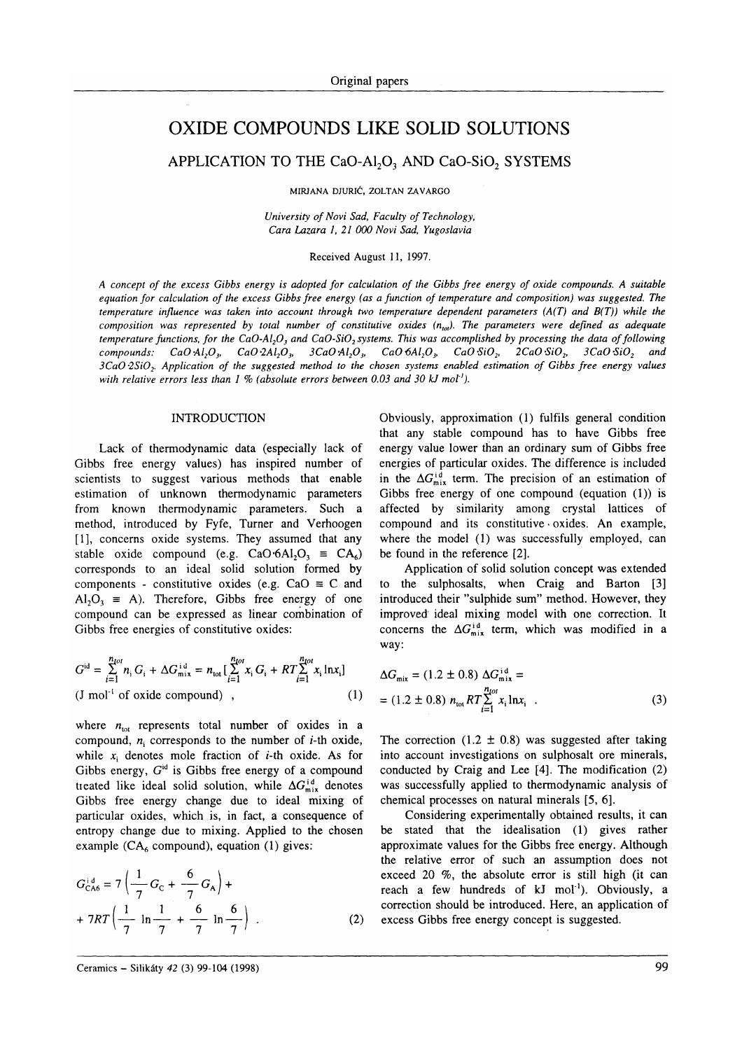# OXIDE COMPOUNDS LIKE SOLID SOLUTIONS

## APPLICATION TO THE $CaO\text{-}Al_2O_3$ AND $CaO\text{-}SiO_2$ SYSTEMS

MIRJANA DJURIĆ, ZOLTAN ZAVARGO

*University of Novi Sad, Faculty of Technology,*
*Cara Lazara 1, 21 000 Novi Sad, Yugoslavia*

Received August 11, 1997.

*A concept of the excess Gibbs energy is adopted for calculation of the Gibbs free energy of oxide compounds. A suitable equation for calculation of the excess Gibbs free energy (as a function of temperature and composition) was suggested. The temperature influence was taken into account through two temperature dependent parameters (A(T) and B(T)) while the composition was represented by total number of constitutive oxides ($n_{tot}$). The parameters were defined as adequate temperature functions, for the $CaO\text{-}Al_2O_3$ and $CaO\text{-}SiO_2$ systems. This was accomplished by processing the data of following compounds: $CaO{\cdot}Al_2O_3$, $CaO{\cdot}2Al_2O_3$, $3CaO{\cdot}Al_2O_3$, $CaO{\cdot}6Al_2O_3$, $CaO{\cdot}SiO_2$, $2CaO{\cdot}SiO_2$, $3CaO{\cdot}SiO_2$ and $3CaO{\cdot}2SiO_2$. Application of the suggested method to the chosen systems enabled estimation of Gibbs free energy values with relative errors less than 1 % (absolute errors between 0.03 and 30 kJ mol$^{-1}$).*

## INTRODUCTION

Lack of thermodynamic data (especially lack of Gibbs free energy values) has inspired number of scientists to suggest various methods that enable estimation of unknown thermodynamic parameters from known thermodynamic parameters. Such a method, introduced by Fyfe, Turner and Verhoogen [1], concerns oxide systems. They assumed that any stable oxide compound (e.g. $CaO{\cdot}6Al_2O_3 \equiv CA_6$) corresponds to an ideal solid solution formed by components - constitutive oxides (e.g. $CaO \equiv C$ and $Al_2O_3 \equiv A$). Therefore, Gibbs free energy of one compound can be expressed as linear combination of Gibbs free energies of constitutive oxides:

$$G^{id} = \sum_{i=1}^{n_{tot}} n_i G_i + \Delta G^{id}_{mix} = n_{tot}\left[\sum_{i=1}^{n_{tot}} x_i G_i + RT\sum_{i=1}^{n_{tot}} x_i \ln x_i\right]$$

(J mol$^{-1}$ of oxide compound) , (1)

where $n_{tot}$ represents total number of oxides in a compound, $n_i$ corresponds to the number of $i$-th oxide, while $x_i$ denotes mole fraction of $i$-th oxide. As for Gibbs energy, $G^{id}$ is Gibbs free energy of a compound treated like ideal solid solution, while $\Delta G^{id}_{mix}$ denotes Gibbs free energy change due to ideal mixing of particular oxides, which is, in fact, a consequence of entropy change due to mixing. Applied to the chosen example ($CA_6$ compound), equation (1) gives:

$$G^{id}_{CA6} = 7\left(\frac{1}{7}G_C + \frac{6}{7}G_A\right) + 7RT\left(\frac{1}{7}\ln\frac{1}{7} + \frac{6}{7}\ln\frac{6}{7}\right) . \quad (2)$$

Obviously, approximation (1) fulfils general condition that any stable compound has to have Gibbs free energy value lower than an ordinary sum of Gibbs free energies of particular oxides. The difference is included in the $\Delta G^{id}_{mix}$ term. The precision of an estimation of Gibbs free energy of one compound (equation (1)) is affected by similarity among crystal lattices of compound and its constitutive oxides. An example, where the model (1) was successfully employed, can be found in the reference [2].

Application of solid solution concept was extended to the sulphosalts, when Craig and Barton [3] introduced their "sulphide sum" method. However, they improved ideal mixing model with one correction. It concerns the $\Delta G^{id}_{mix}$ term, which was modified in a way:

$$\Delta G_{mix} = (1.2 \pm 0.8)\,\Delta G^{id}_{mix} = (1.2 \pm 0.8)\, n_{tot} RT \sum_{i=1}^{n_{tot}} x_i \ln x_i \ . \quad (3)$$

The correction (1.2 ± 0.8) was suggested after taking into account investigations on sulphosalt ore minerals, conducted by Craig and Lee [4]. The modification (2) was successfully applied to thermodynamic analysis of chemical processes on natural minerals [5, 6].

Considering experimentally obtained results, it can be stated that the idealisation (1) gives rather approximate values for the Gibbs free energy. Although the relative error of such an assumption does not exceed 20 %, the absolute error is still high (it can reach a few hundreds of kJ mol$^{-1}$). Obviously, a correction should be introduced. Here, an application of excess Gibbs free energy concept is suggested.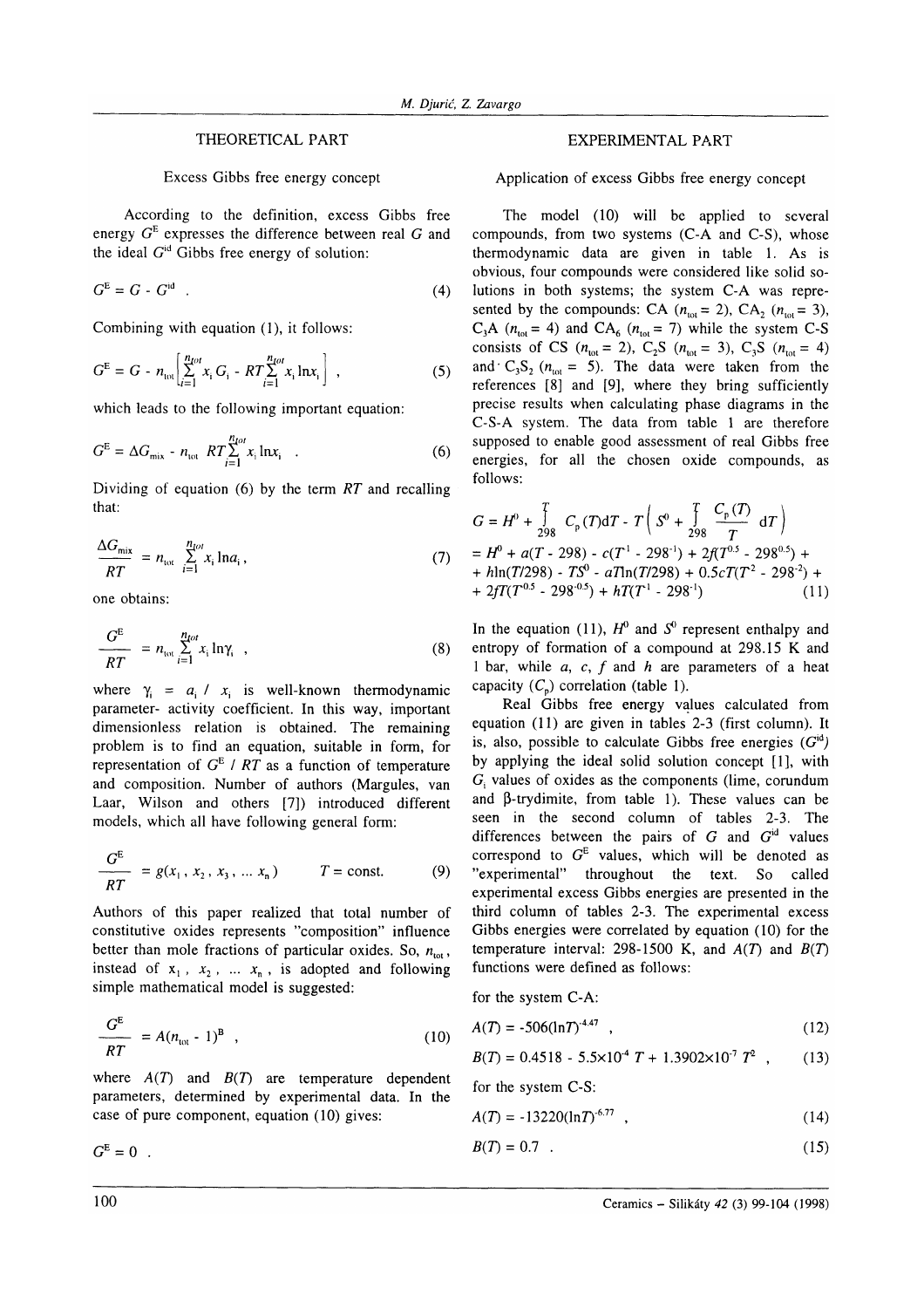## THEORETICAL PART

### Excess Gibbs free energy concept

According to the definition, excess Gibbs free energy $G^E$ expresses the difference between real $G$ and the ideal $G^{id}$ Gibbs free energy of solution:

$$G^E = G - G^{id} \quad . \tag{4}$$

Combining with equation (1), it follows:

$$G^E = G - n_{tot}\left[\sum_{i=1}^{n_{tot}} x_i G_i - RT\sum_{i=1}^{n_{tot}} x_i \ln x_i\right] \quad , \tag{5}$$

which leads to the following important equation:

$$G^E = \Delta G_{mix} - n_{tot}\ RT\sum_{i=1}^{n_{tot}} x_i \ln x_i \quad . \tag{6}$$

Dividing of equation (6) by the term $RT$ and recalling that:

$$\frac{\Delta G_{mix}}{RT} = n_{tot}\sum_{i=1}^{n_{tot}} x_i \ln a_i \,, \tag{7}$$

one obtains:

$$\frac{G^E}{RT} = n_{tot}\sum_{i=1}^{n_{tot}} x_i \ln \gamma_i \quad , \tag{8}$$

where $\gamma_i = a_i / x_i$ is well-known thermodynamic parameter- activity coefficient. In this way, important dimensionless relation is obtained. The remaining problem is to find an equation, suitable in form, for representation of $G^E / RT$ as a function of temperature and composition. Number of authors (Margules, van Laar, Wilson and others [7]) introduced different models, which all have following general form:

$$\frac{G^E}{RT} = g(x_1, x_2, x_3, \dots x_n) \qquad T = \text{const.} \tag{9}$$

Authors of this paper realized that total number of constitutive oxides represents "composition" influence better than mole fractions of particular oxides. So, $n_{tot}$, instead of $x_1$, $x_2$, ... $x_n$, is adopted and following simple mathematical model is suggested:

$$\frac{G^E}{RT} = A(n_{tot} - 1)^B \quad , \tag{10}$$

where $A(T)$ and $B(T)$ are temperature dependent parameters, determined by experimental data. In the case of pure component, equation (10) gives:

$$G^E = 0 \quad .$$

## EXPERIMENTAL PART

### Application of excess Gibbs free energy concept

The model (10) will be applied to several compounds, from two systems (C-A and C-S), whose thermodynamic data are given in table 1. As is obvious, four compounds were considered like solid solutions in both systems; the system C-A was represented by the compounds: CA ($n_{tot} = 2$), $CA_2$ ($n_{tot} = 3$), $C_3A$ ($n_{tot} = 4$) and $CA_6$ ($n_{tot} = 7$) while the system C-S consists of CS ($n_{tot} = 2$), $C_2S$ ($n_{tot} = 3$), $C_3S$ ($n_{tot} = 4$) and $C_3S_2$ ($n_{tot} = 5$). The data were taken from the references [8] and [9], where they bring sufficiently precise results when calculating phase diagrams in the C-S-A system. The data from table 1 are therefore supposed to enable good assessment of real Gibbs free energies, for all the chosen oxide compounds, as follows:

$$G = H^0 + \int_{298}^{T} C_p(T)\mathrm{d}T - T\left(S^0 + \int_{298}^{T} \frac{C_p(T)}{T}\,\mathrm{d}T\right)$$
$$= H^0 + a(T - 298) - c(T^{-1} - 298^{-1}) + 2f(T^{0.5} - 298^{0.5}) +$$
$$+ h\ln(T/298) - TS^0 - aT\ln(T/298) + 0.5cT(T^{-2} - 298^{-2}) +$$
$$+ 2fT(T^{-0.5} - 298^{-0.5}) + hT(T^{-1} - 298^{-1}) \tag{11}$$

In the equation (11), $H^0$ and $S^0$ represent enthalpy and entropy of formation of a compound at 298.15 K and 1 bar, while $a$, $c$, $f$ and $h$ are parameters of a heat capacity ($C_p$) correlation (table 1).

Real Gibbs free energy values calculated from equation (11) are given in tables 2-3 (first column). It is, also, possible to calculate Gibbs free energies ($G^{id}$) by applying the ideal solid solution concept [1], with $G_i$ values of oxides as the components (lime, corundum and β-trydimite, from table 1). These values can be seen in the second column of tables 2-3. The differences between the pairs of $G$ and $G^{id}$ values correspond to $G^E$ values, which will be denoted as "experimental" throughout the text. So called experimental excess Gibbs energies are presented in the third column of tables 2-3. The experimental excess Gibbs energies were correlated by equation (10) for the temperature interval: 298-1500 K, and $A(T)$ and $B(T)$ functions were defined as follows:

for the system C-A:

$$A(T) = -506(\ln T)^{-4.47} \quad , \tag{12}$$

$$B(T) = 0.4518 - 5.5\times10^{-4}\,T + 1.3902\times10^{-7}\,T^2 \quad , \tag{13}$$

for the system C-S:

$$A(T) = -13220(\ln T)^{-6.77} \quad , \tag{14}$$

$$B(T) = 0.7 \quad . \tag{15}$$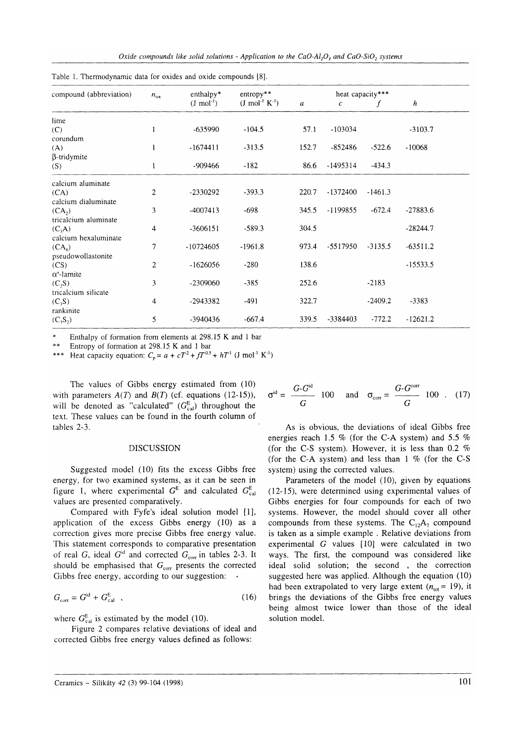Table 1. Thermodynamic data for oxides and oxide compounds [8].

| compound (abbreviation) | $n_{tot}$ | enthalpy* (J mol$^{-1}$) | entropy** (J mol$^{-1}$ K$^{-1}$) | heat capacity*** | | | |
|---|---|---|---|---|---|---|---|
| | | | | $a$ | $c$ | $f$ | $h$ |
| lime (C) | 1 | -635990 | -104.5 | 57.1 | -103034 | | -3103.7 |
| corundum (A) | 1 | -1674411 | -313.5 | 152.7 | -852486 | -522.6 | -10068 |
| β-tridymite (S) | 1 | -909466 | -182 | 86.6 | -1495314 | -434.3 | |
| calcium aluminate (CA) | 2 | -2330292 | -393.3 | 220.7 | -1372400 | -1461.3 | |
| calcium dialuminate ($CA_2$) | 3 | -4007413 | -698 | 345.5 | -1199855 | -672.4 | -27883.6 |
| tricalcium aluminate ($C_3A$) | 4 | -3606151 | -589.3 | 304.5 | | | -28244.7 |
| calcium hexaluminate ($CA_6$) | 7 | -10724605 | -1961.8 | 973.4 | -5517950 | -3135.5 | -63511.2 |
| pseudowollastonite (CS) | 2 | -1626056 | -280 | 138.6 | | | -15533.5 |
| α'-larnite ($C_2S$) | 3 | -2309060 | -385 | 252.6 | | -2183 | |
| tricalcium silicate ($C_3S$) | 4 | -2943382 | -491 | 322.7 | | -2409.2 | -3383 |
| rankinite ($C_3S_2$) | 5 | -3940436 | -667.4 | 339.5 | -3384403 | -772.2 | -12621.2 |

\* Enthalpy of formation from elements at 298.15 K and 1 bar
\*\* Entropy of formation at 298.15 K and 1 bar
\*\*\* Heat capacity equation: $C_p = a + cT^{-2} + fT^{-0.5} + hT^{-1}$ (J mol$^{-1}$ K$^{-1}$)

The values of Gibbs energy estimated from (10) with parameters $A(T)$ and $B(T)$ (cf. equations (12-15)), will be denoted as "calculated" ($G^E_{cal}$) throughout the text. These values can be found in the fourth column of tables 2-3.

## DISCUSSION

Suggested model (10) fits the excess Gibbs free energy, for two examined systems, as it can be seen in figure 1, where experimental $G^E$ and calculated $G^E_{cal}$ values are presented comparatively.

Compared with Fyfe's ideal solution model [1], application of the excess Gibbs energy (10) as a correction gives more precise Gibbs free energy value. This statement corresponds to comparative presentation of real $G$, ideal $G^{id}$ and corrected $G_{corr}$ in tables 2-3. It should be emphasised that $G_{corr}$ presents the corrected Gibbs free energy, according to our suggestion:

$$G_{corr} = G^{id} + G^E_{cal} \quad , \tag{16}$$

where $G^E_{cal}$ is estimated by the model (10).

Figure 2 compares relative deviations of ideal and corrected Gibbs free energy values defined as follows:

$$\sigma^{id} = \frac{G - G^{id}}{G} \, 100 \quad \text{and} \quad \sigma_{corr} = \frac{G - G^{corr}}{G} \, 100 \ . \tag{17}$$

As is obvious, the deviations of ideal Gibbs free energies reach 1.5 % (for the C-A system) and 5.5 % (for the C-S system). However, it is less than 0.2 % (for the C-A system) and less than 1 % (for the C-S system) using the corrected values.

Parameters of the model (10), given by equations (12-15), were determined using experimental values of Gibbs energies for four compounds for each of two systems. However, the model should cover all other compounds from these systems. The $C_{12}A_7$ compound is taken as a simple example . Relative deviations from experimental $G$ values [10] were calculated in two ways. The first, the compound was considered like ideal solid solution; the second , the correction suggested here was applied. Although the equation (10) had been extrapolated to very large extent ($n_{tot} = 19$), it brings the deviations of the Gibbs free energy values being almost twice lower than those of the ideal solution model.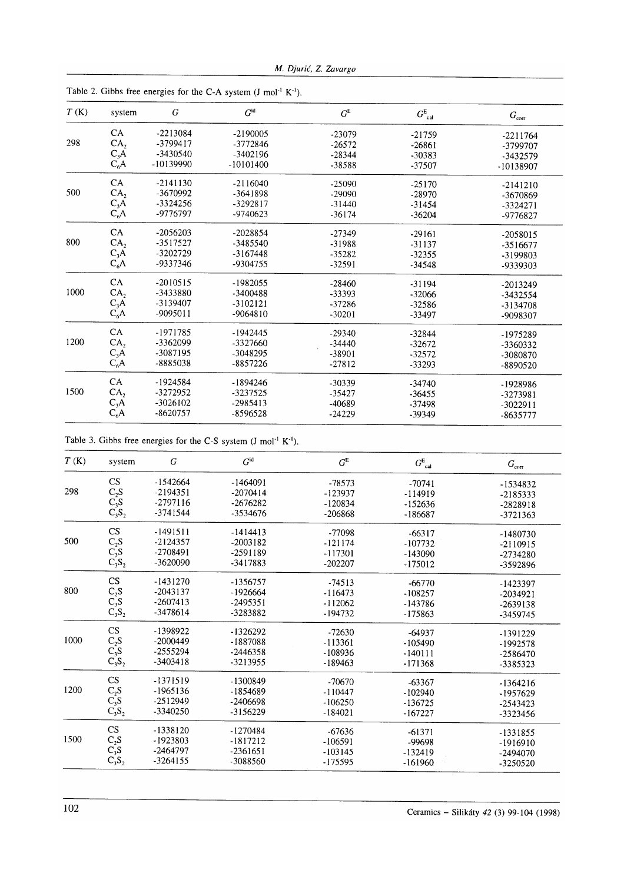Table 2. Gibbs free energies for the C-A system (J mol$^{-1}$ K$^{-1}$).

| $T$ (K) | system | $G$ | $G^{id}$ | $G^{E}$ | $G^{E}_{cal}$ | $G_{corr}$ |
|---|---|---|---|---|---|---|
| 298 | CA | -2213084 | -2190005 | -23079 | -21759 | -2211764 |
| | $CA_2$ | -3799417 | -3772846 | -26572 | -26861 | -3799707 |
| | $C_3A$ | -3430540 | -3402196 | -28344 | -30383 | -3432579 |
| | $C_6A$ | -10139990 | -10101400 | -38588 | -37507 | -10138907 |
| 500 | CA | -2141130 | -2116040 | -25090 | -25170 | -2141210 |
| | $CA_2$ | -3670992 | -3641898 | -29090 | -28970 | -3670869 |
| | $C_3A$ | -3324256 | -3292817 | -31440 | -31454 | -3324271 |
| | $C_6A$ | -9776797 | -9740623 | -36174 | -36204 | -9776827 |
| 800 | CA | -2056203 | -2028854 | -27349 | -29161 | -2058015 |
| | $CA_2$ | -3517527 | -3485540 | -31988 | -31137 | -3516677 |
| | $C_3A$ | -3202729 | -3167448 | -35282 | -32355 | -3199803 |
| | $C_6A$ | -9337346 | -9304755 | -32591 | -34548 | -9339303 |
| 1000 | CA | -2010515 | -1982055 | -28460 | -31194 | -2013249 |
| | $CA_2$ | -3433880 | -3400488 | -33393 | -32066 | -3432554 |
| | $C_3A$ | -3139407 | -3102121 | -37286 | -32586 | -3134708 |
| | $C_6A$ | -9095011 | -9064810 | -30201 | -33497 | -9098307 |
| 1200 | CA | -1971785 | -1942445 | -29340 | -32844 | -1975289 |
| | $CA_2$ | -3362099 | -3327660 | -34440 | -32672 | -3360332 |
| | $C_3A$ | -3087195 | -3048295 | -38901 | -32572 | -3080870 |
| | $C_6A$ | -8885038 | -8857226 | -27812 | -33293 | -8890520 |
| 1500 | CA | -1924584 | -1894246 | -30339 | -34740 | -1928986 |
| | $CA_2$ | -3272952 | -3237525 | -35427 | -36455 | -3273981 |
| | $C_3A$ | -3026102 | -2985413 | -40689 | -37498 | -3022911 |
| | $C_6A$ | -8620757 | -8596528 | -24229 | -39349 | -8635777 |

Table 3. Gibbs free energies for the C-S system (J mol$^{-1}$ K$^{-1}$).

| $T$ (K) | system | $G$ | $G^{id}$ | $G^{E}$ | $G^{E}_{cal}$ | $G_{corr}$ |
|---|---|---|---|---|---|---|
| 298 | CS | -1542664 | -1464091 | -78573 | -70741 | -1534832 |
| | $C_2S$ | -2194351 | -2070414 | -123937 | -114919 | -2185333 |
| | $C_3S$ | -2797116 | -2676282 | -120834 | -152636 | -2828918 |
| | $C_3S_2$ | -3741544 | -3534676 | -206868 | -186687 | -3721363 |
| 500 | CS | -1491511 | -1414413 | -77098 | -66317 | -1480730 |
| | $C_2S$ | -2124357 | -2003182 | -121174 | -107732 | -2110915 |
| | $C_3S$ | -2708491 | -2591189 | -117301 | -143090 | -2734280 |
| | $C_3S_2$ | -3620090 | -3417883 | -202207 | -175012 | -3592896 |
| 800 | CS | -1431270 | -1356757 | -74513 | -66770 | -1423397 |
| | $C_2S$ | -2043137 | -1926664 | -116473 | -108257 | -2034921 |
| | $C_3S$ | -2607413 | -2495351 | -112062 | -143786 | -2639138 |
| | $C_3S_2$ | -3478614 | -3283882 | -194732 | -175863 | -3459745 |
| 1000 | CS | -1398922 | -1326292 | -72630 | -64937 | -1391229 |
| | $C_2S$ | -2000449 | -1887088 | -113361 | -105490 | -1992578 |
| | $C_3S$ | -2555294 | -2446358 | -108936 | -140111 | -2586470 |
| | $C_3S_2$ | -3403418 | -3213955 | -189463 | -171368 | -3385323 |
| 1200 | CS | -1371519 | -1300849 | -70670 | -63367 | -1364216 |
| | $C_2S$ | -1965136 | -1854689 | -110447 | -102940 | -1957629 |
| | $C_3S$ | -2512949 | -2406698 | -106250 | -136725 | -2543423 |
| | $C_3S_2$ | -3340250 | -3156229 | -184021 | -167227 | -3323456 |
| 1500 | CS | -1338120 | -1270484 | -67636 | -61371 | -1331855 |
| | $C_2S$ | -1923803 | -1817212 | -106591 | -99698 | -1916910 |
| | $C_3S$ | -2464797 | -2361651 | -103145 | -132419 | -2494070 |
| | $C_3S_2$ | -3264155 | -3088560 | -175595 | -161960 | -3250520 |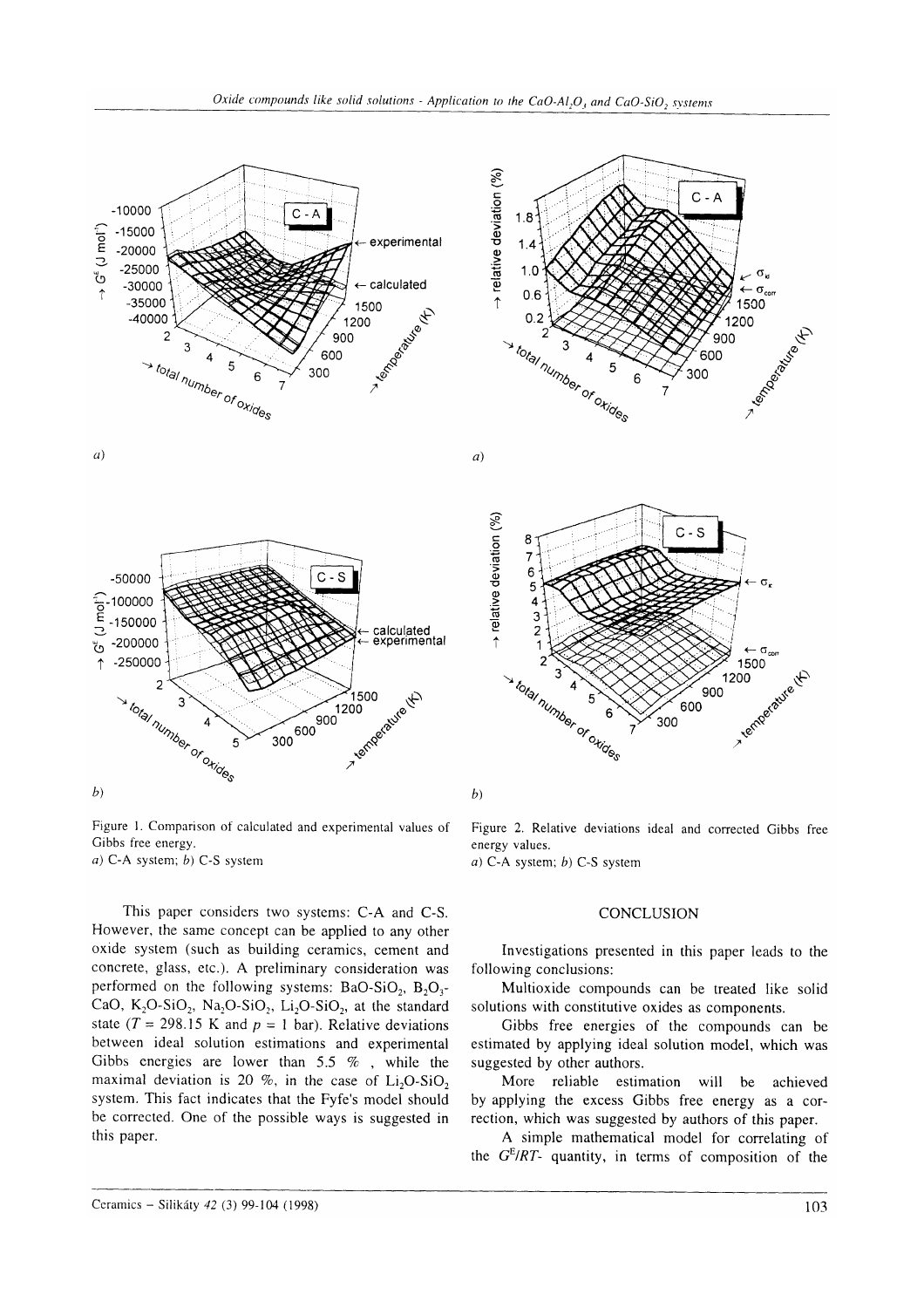Figure 1. Comparison of calculated and experimental values of Gibbs free energy.
*a*) C-A system; *b*) C-S system

Figure 2. Relative deviations ideal and corrected Gibbs free energy values.
*a*) C-A system; *b*) C-S system

This paper considers two systems: C-A and C-S. However, the same concept can be applied to any other oxide system (such as building ceramics, cement and concrete, glass, etc.). A preliminary consideration was performed on the following systems: $BaO-SiO_2$, $B_2O_3$-CaO, $K_2O-SiO_2$, $Na_2O-SiO_2$, $Li_2O-SiO_2$, at the standard state ($T$ = 298.15 K and $p$ = 1 bar). Relative deviations between ideal solution estimations and experimental Gibbs energies are lower than 5.5 % , while the maximal deviation is 20 %, in the case of $Li_2O-SiO_2$ system. This fact indicates that the Fyfe's model should be corrected. One of the possible ways is suggested in this paper.

## CONCLUSION

Investigations presented in this paper leads to the following conclusions:

Multioxide compounds can be treated like solid solutions with constitutive oxides as components.

Gibbs free energies of the compounds can be estimated by applying ideal solution model, which was suggested by other authors.

More reliable estimation will be achieved by applying the excess Gibbs free energy as a correction, which was suggested by authors of this paper.

A simple mathematical model for correlating of the $G^E/RT$- quantity, in terms of composition of the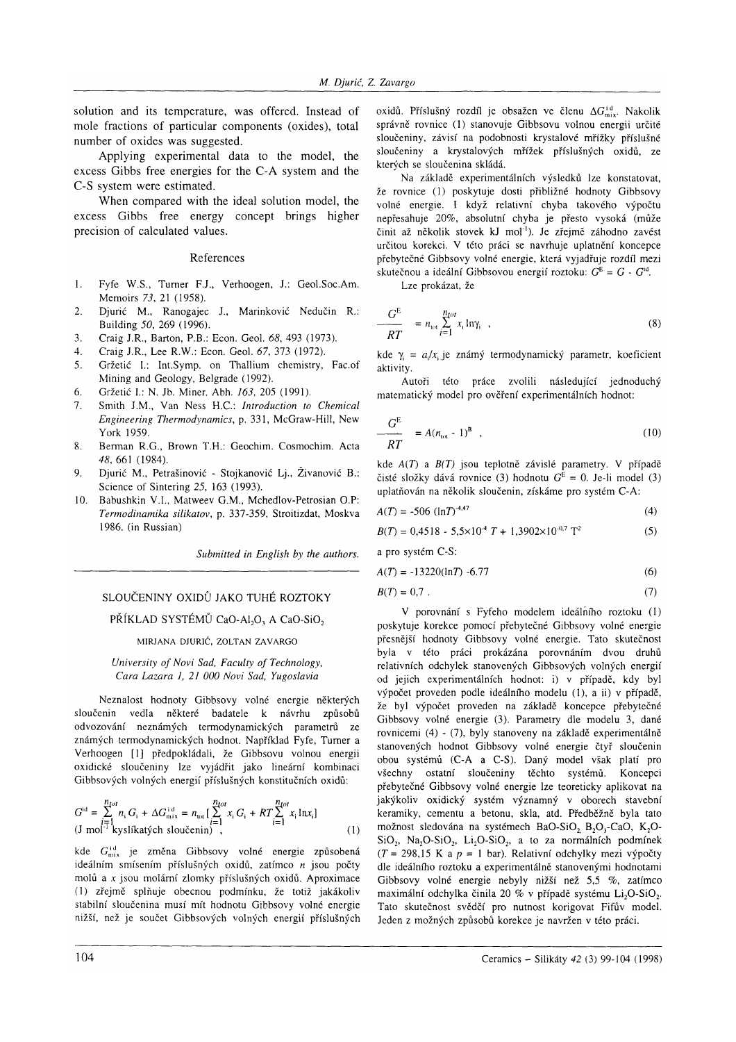solution and its temperature, was offered. Instead of mole fractions of particular components (oxides), total number of oxides was suggested.

Applying experimental data to the model, the excess Gibbs free energies for the C-A system and the C-S system were estimated.

When compared with the ideal solution model, the excess Gibbs free energy concept brings higher precision of calculated values.

## References

1. Fyfe W.S., Turner F.J., Verhoogen, J.: Geol.Soc.Am. Memoirs *73*, 21 (1958).
2. Djurić M., Ranogajec J., Marinković Nedučin R.: Building *50*, 269 (1996).
3. Craig J.R., Barton, P.B.: Econ. Geol. *68*, 493 (1973).
4. Craig J.R., Lee R.W.: Econ. Geol. *67*, 373 (1972).
5. Gržetić I.: Int.Symp. on Thallium chemistry, Fac.of Mining and Geology, Belgrade (1992).
6. Gržetić I.: N. Jb. Miner. Abh. *163*, 205 (1991).
7. Smith J.M., Van Ness H.C.: *Introduction to Chemical Engineering Thermodynamics*, p. 331, McGraw-Hill, New York 1959.
8. Berman R.G., Brown T.H.: Geochim. Cosmochim. Acta *48*, 661 (1984).
9. Djurić M., Petrašinović - Stojkanović Lj., Živanović B.: Science of Sintering *25*, 163 (1993).
10. Babushkin V.I., Matweev G.M., Mchedlov-Petrosian O.P: *Termodinamika silikatov*, p. 337-359, Stroitizdat, Moskva 1986. (in Russian)

*Submitted in English by the authors.*

---

## SLOUČENINY OXIDŮ JAKO TUHÉ ROZTOKY

### PŘÍKLAD SYSTÉMŮ $CaO$-$Al_2O_3$ A $CaO$-$SiO_2$

MIRJANA DJURIĆ, ZOLTAN ZAVARGO

*University of Novi Sad, Faculty of Technology, Cara Lazara 1, 21 000 Novi Sad, Yugoslavia*

Neznalost hodnoty Gibbsovy volné energie některých sloučenin vedla některé badatele k návrhu způsobů odvozování neznámých termodynamických parametrů ze známých termodynamických hodnot. Například Fyfe, Turner a Verhoogen [1] předpokládali, že Gibbsovu volnou energii oxidické sloučeniny lze vyjádřit jako lineární kombinaci Gibbsových volných energií příslušných konstitučních oxidů:

$$G^{id} = \sum_{i=1}^{n_{tot}} n_i G_i + \Delta G^{id}_{mix} = n_{tot}\left[\sum_{i=1}^{n_{tot}} x_i G_i + RT\sum_{i=1}^{n_{tot}} x_i \ln x_i\right] \quad \text{(J mol}^{-1}\text{ kyslíkatých sloučenin)}, \tag{1}$$

kde $G^{id}_{mix}$ je změna Gibbsovy volné energie způsobená ideálním smísením příslušných oxidů, zatímco $n$ jsou počty molů a $x$ jsou molární zlomky příslušných oxidů. Aproximace (1) zřejmě splňuje obecnou podmínku, že totiž jakákoliv stabilní sloučenina musí mít hodnotu Gibbsovy volné energie nižší, než je součet Gibbsových volných energií příslušných oxidů. Příslušný rozdíl je obsažen ve členu $\Delta G^{id}_{mix}$. Nakolik správně rovnice (1) stanovuje Gibbsovu volnou energii určité sloučeniny, závisí na podobnosti krystalové mřížky příslušné sloučeniny a krystalových mřížek příslušných oxidů, ze kterých se sloučenina skládá.

Na základě experimentálních výsledků lze konstatovat, že rovnice (1) poskytuje dosti přibližné hodnoty Gibbsovy volné energie. I když relativní chyba takového výpočtu nepřesahuje 20%, absolutní chyba je přesto vysoká (může činit až několik stovek kJ mol$^{-1}$). Je zřejmě záhodno zavést určitou korekci. V této práci se navrhuje uplatnění koncepce přebytečné Gibbsovy volné energie, která vyjadřuje rozdíl mezi skutečnou a ideální Gibbsovou energií roztoku: $G^E = G - G^{id}$.

Lze prokázat, že

$$\frac{G^E}{RT} = n_{tot}\sum_{i=1}^{n_{tot}} x_i \ln\gamma_i \ , \tag{8}$$

kde $\gamma_i = a_i/x_i$ je známý termodynamický parametr, koeficient aktivity.

Autoři této práce zvolili následující jednoduchý matematický model pro ověření experimentálních hodnot:

$$\frac{G^E}{RT} = A(n_{tot} - 1)^B \ , \tag{10}$$

kde $A(T)$ a $B(T)$ jsou teplotně závislé parametry. V případě čisté složky dává rovnice (3) hodnotu $G^E = 0$. Je-li model (3) uplatňován na několik sloučenin, získáme pro systém C-A:

$$A(T) = -506\ (\ln T)^{4,47} \tag{4}$$

$$B(T) = 0{,}4518 - 5{,}5\times10^{-4}\ T + 1{,}3902\times10^{-0,7}\ T^2 \tag{5}$$

a pro systém C-S:

$$A(T) = -13220(\ln T) - 6.77 \tag{6}$$

$$B(T) = 0{,}7\ . \tag{7}$$

V porovnání s Fyfeho modelem ideálního roztoku (1) poskytuje korekce pomocí přebytečné Gibbsovy volné energie přesnější hodnoty Gibbsovy volné energie. Tato skutečnost byla v této práci prokázána porovnáním dvou druhů relativních odchylek stanovených Gibbsových volných energií od jejich experimentálních hodnot: i) v případě, kdy byl výpočet proveden podle ideálního modelu (1), a ii) v případě, že byl výpočet proveden na základě koncepce přebytečné Gibbsovy volné energie (3). Parametry dle modelu 3, dané rovnicemi (4) - (7), byly stanoveny na základě experimentálně stanovených hodnot Gibbsovy volné energie čtyř sloučenin obou systémů (C-A a C-S). Daný model však platí pro všechny ostatní sloučeniny těchto systémů. Koncepci přebytečné Gibbsovy volné energie lze teoreticky aplikovat na jakýkoliv oxidický systém významný v oborech stavební keramiky, cementu a betonu, skla, atd. Předběžně byla tato možnost sledována na systémech $BaO$-$SiO_2$, $B_2O_3$-$CaO$, $K_2O$-$SiO_2$, $Na_2O$-$SiO_2$, $Li_2O$-$SiO_2$, a to za normálních podmínek ($T$ = 298,15 K a $p$ = 1 bar). Relativní odchylky mezi výpočty dle ideálního roztoku a experimentálně stanovenými hodnotami Gibbsovy volné energie nebyly nižší než 5,5 %, zatímco maximální odchylka činila 20 % v případě systému $Li_2O$-$SiO_2$. Tato skutečnost svědčí pro nutnost korigovat Fifův model. Jeden z možných způsobů korekce je navržen v této práci.